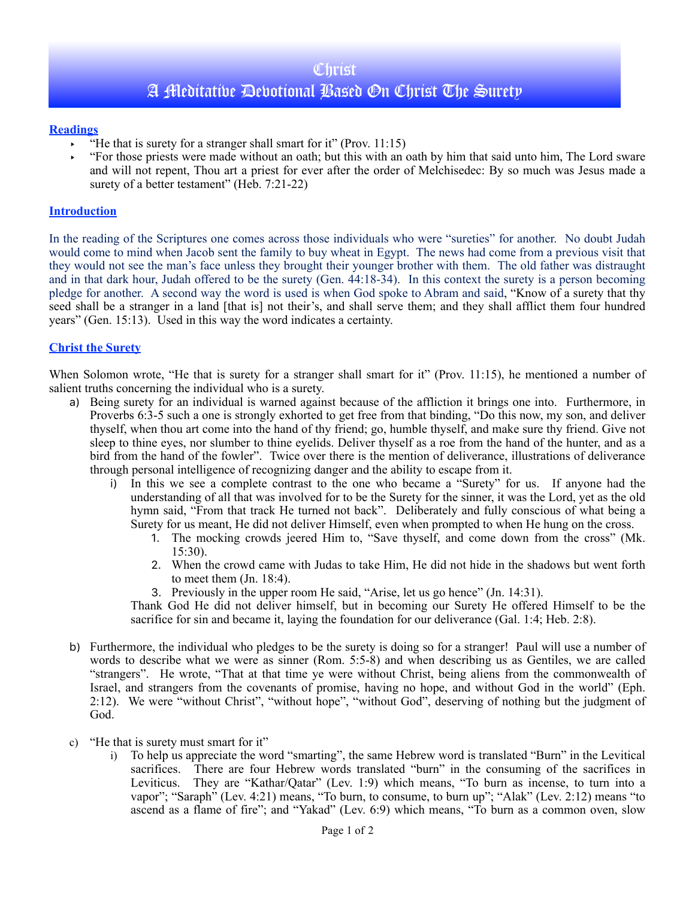# Christ
## A Meditative Devotional Based On Christ The Surety

### Readings

- "He that is surety for a stranger shall smart for it" (Prov. 11:15)
- "For those priests were made without an oath; but this with an oath by him that said unto him, The Lord sware and will not repent, Thou art a priest for ever after the order of Melchisedec: By so much was Jesus made a surety of a better testament" (Heb. 7:21-22)

### Introduction

In the reading of the Scriptures one comes across those individuals who were "sureties" for another. No doubt Judah would come to mind when Jacob sent the family to buy wheat in Egypt. The news had come from a previous visit that they would not see the man's face unless they brought their younger brother with them. The old father was distraught and in that dark hour, Judah offered to be the surety (Gen. 44:18-34). In this context the surety is a person becoming pledge for another. A second way the word is used is when God spoke to Abram and said, "Know of a surety that thy seed shall be a stranger in a land [that is] not their's, and shall serve them; and they shall afflict them four hundred years" (Gen. 15:13). Used in this way the word indicates a certainty.

### Christ the Surety

When Solomon wrote, "He that is surety for a stranger shall smart for it" (Prov. 11:15), he mentioned a number of salient truths concerning the individual who is a surety.

a) Being surety for an individual is warned against because of the affliction it brings one into. Furthermore, in Proverbs 6:3-5 such a one is strongly exhorted to get free from that binding, "Do this now, my son, and deliver thyself, when thou art come into the hand of thy friend; go, humble thyself, and make sure thy friend. Give not sleep to thine eyes, nor slumber to thine eyelids. Deliver thyself as a roe from the hand of the hunter, and as a bird from the hand of the fowler". Twice over there is the mention of deliverance, illustrations of deliverance through personal intelligence of recognizing danger and the ability to escape from it.

   i) In this we see a complete contrast to the one who became a "Surety" for us. If anyone had the understanding of all that was involved for to be the Surety for the sinner, it was the Lord, yet as the old hymn said, "From that track He turned not back". Deliberately and fully conscious of what being a Surety for us meant, He did not deliver Himself, even when prompted to when He hung on the cross.

      1. The mocking crowds jeered Him to, "Save thyself, and come down from the cross" (Mk. 15:30).
      2. When the crowd came with Judas to take Him, He did not hide in the shadows but went forth to meet them (Jn. 18:4).
      3. Previously in the upper room He said, "Arise, let us go hence" (Jn. 14:31).

   Thank God He did not deliver himself, but in becoming our Surety He offered Himself to be the sacrifice for sin and became it, laying the foundation for our deliverance (Gal. 1:4; Heb. 2:8).

b) Furthermore, the individual who pledges to be the surety is doing so for a stranger! Paul will use a number of words to describe what we were as sinner (Rom. 5:5-8) and when describing us as Gentiles, we are called "strangers". He wrote, "That at that time ye were without Christ, being aliens from the commonwealth of Israel, and strangers from the covenants of promise, having no hope, and without God in the world" (Eph. 2:12). We were "without Christ", "without hope", "without God", deserving of nothing but the judgment of God.

c) "He that is surety must smart for it"

   i) To help us appreciate the word "smarting", the same Hebrew word is translated "Burn" in the Levitical sacrifices. There are four Hebrew words translated "burn" in the consuming of the sacrifices in Leviticus. They are "Kathar/Qatar" (Lev. 1:9) which means, "To burn as incense, to turn into a vapor"; "Saraph" (Lev. 4:21) means, "To burn, to consume, to burn up"; "Alak" (Lev. 2:12) means "to ascend as a flame of fire"; and "Yakad" (Lev. 6:9) which means, "To burn as a common oven, slow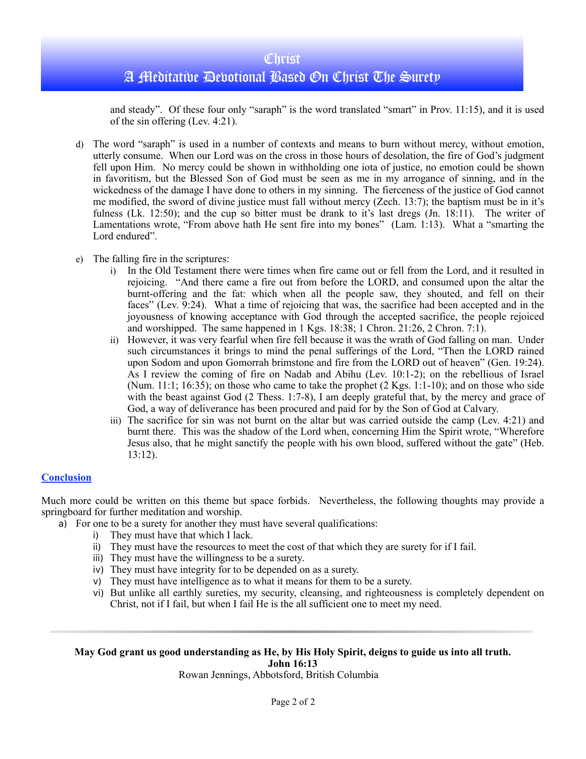and steady". Of these four only "saraph" is the word translated "smart" in Prov. 11:15), and it is used of the sin offering (Lev. 4:21).

d) The word "saraph" is used in a number of contexts and means to burn without mercy, without emotion, utterly consume. When our Lord was on the cross in those hours of desolation, the fire of God's judgment fell upon Him. No mercy could be shown in withholding one iota of justice, no emotion could be shown in favoritism, but the Blessed Son of God must be seen as me in my arrogance of sinning, and in the wickedness of the damage I have done to others in my sinning. The fierceness of the justice of God cannot me modified, the sword of divine justice must fall without mercy (Zech. 13:7); the baptism must be in it's fulness (Lk. 12:50); and the cup so bitter must be drank to it's last dregs (Jn. 18:11). The writer of Lamentations wrote, "From above hath He sent fire into my bones" (Lam. 1:13). What a "smarting the Lord endured".

e) The falling fire in the scriptures:
   i) In the Old Testament there were times when fire came out or fell from the Lord, and it resulted in rejoicing. "And there came a fire out from before the LORD, and consumed upon the altar the burnt-offering and the fat: which when all the people saw, they shouted, and fell on their faces" (Lev. 9:24). What a time of rejoicing that was, the sacrifice had been accepted and in the joyousness of knowing acceptance with God through the accepted sacrifice, the people rejoiced and worshipped. The same happened in 1 Kgs. 18:38; 1 Chron. 21:26, 2 Chron. 7:1).
   ii) However, it was very fearful when fire fell because it was the wrath of God falling on man. Under such circumstances it brings to mind the penal sufferings of the Lord, "Then the LORD rained upon Sodom and upon Gomorrah brimstone and fire from the LORD out of heaven" (Gen. 19:24). As I review the coming of fire on Nadab and Abihu (Lev. 10:1-2); on the rebellious of Israel (Num. 11:1; 16:35); on those who came to take the prophet (2 Kgs. 1:1-10); and on those who side with the beast against God (2 Thess. 1:7-8), I am deeply grateful that, by the mercy and grace of God, a way of deliverance has been procured and paid for by the Son of God at Calvary.
   iii) The sacrifice for sin was not burnt on the altar but was carried outside the camp (Lev. 4:21) and burnt there. This was the shadow of the Lord when, concerning Him the Spirit wrote, "Wherefore Jesus also, that he might sanctify the people with his own blood, suffered without the gate" (Heb. 13:12).

## Conclusion

Much more could be written on this theme but space forbids. Nevertheless, the following thoughts may provide a springboard for further meditation and worship.

a) For one to be a surety for another they must have several qualifications:
   i) They must have that which I lack.
   ii) They must have the resources to meet the cost of that which they are surety for if I fail.
   iii) They must have the willingness to be a surety.
   iv) They must have integrity for to be depended on as a surety.
   v) They must have intelligence as to what it means for them to be a surety.
   vi) But unlike all earthly sureties, my security, cleansing, and righteousness is completely dependent on Christ, not if I fail, but when I fail He is the all sufficient one to meet my need.

---

**May God grant us good understanding as He, by His Holy Spirit, deigns to guide us into all truth.**
**John 16:13**
Rowan Jennings, Abbotsford, British Columbia